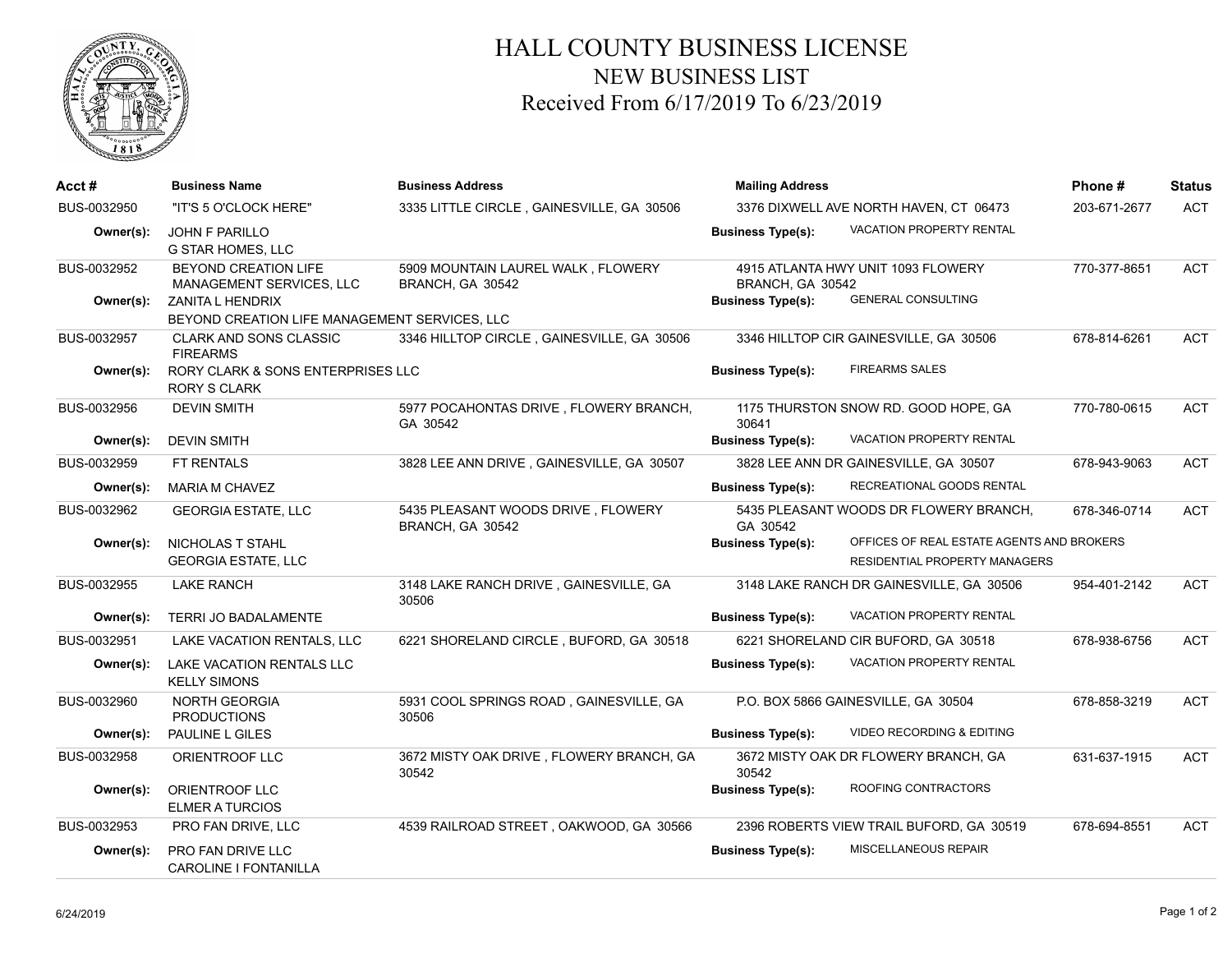# HALL COUNTY BUSINESS LICENSE

## NEW BUSINESS LIST

### Received From 6/17/2019 To 6/23/2019

| Acct # | Business Name | Business Address | Mailing Address | Phone # | Status |
|---|---|---|---|---|---|
| BUS-0032950 | "IT'S 5 O'CLOCK HERE" | 3335 LITTLE CIRCLE , GAINESVILLE, GA 30506 | 3376 DIXWELL AVE NORTH HAVEN, CT 06473 | 203-671-2677 | ACT |
| Owner(s): | JOHN F PARILLO<br>G STAR HOMES, LLC | | Business Type(s): VACATION PROPERTY RENTAL | | |
| BUS-0032952 | BEYOND CREATION LIFE MANAGEMENT SERVICES, LLC | 5909 MOUNTAIN LAUREL WALK , FLOWERY BRANCH, GA 30542 | 4915 ATLANTA HWY UNIT 1093 FLOWERY BRANCH, GA 30542 | 770-377-8651 | ACT |
| Owner(s): | ZANITA L HENDRIX<br>BEYOND CREATION LIFE MANAGEMENT SERVICES, LLC | | Business Type(s): GENERAL CONSULTING | | |
| BUS-0032957 | CLARK AND SONS CLASSIC FIREARMS | 3346 HILLTOP CIRCLE , GAINESVILLE, GA 30506 | 3346 HILLTOP CIR GAINESVILLE, GA 30506 | 678-814-6261 | ACT |
| Owner(s): | RORY CLARK & SONS ENTERPRISES LLC<br>RORY S CLARK | | Business Type(s): FIREARMS SALES | | |
| BUS-0032956 | DEVIN SMITH | 5977 POCAHONTAS DRIVE , FLOWERY BRANCH, GA 30542 | 1175 THURSTON SNOW RD. GOOD HOPE, GA 30641 | 770-780-0615 | ACT |
| Owner(s): | DEVIN SMITH | | Business Type(s): VACATION PROPERTY RENTAL | | |
| BUS-0032959 | FT RENTALS | 3828 LEE ANN DRIVE , GAINESVILLE, GA 30507 | 3828 LEE ANN DR GAINESVILLE, GA 30507 | 678-943-9063 | ACT |
| Owner(s): | MARIA M CHAVEZ | | Business Type(s): RECREATIONAL GOODS RENTAL | | |
| BUS-0032962 | GEORGIA ESTATE, LLC | 5435 PLEASANT WOODS DRIVE , FLOWERY BRANCH, GA 30542 | 5435 PLEASANT WOODS DR FLOWERY BRANCH, GA 30542 | 678-346-0714 | ACT |
| Owner(s): | NICHOLAS T STAHL<br>GEORGIA ESTATE, LLC | | Business Type(s): OFFICES OF REAL ESTATE AGENTS AND BROKERS<br>RESIDENTIAL PROPERTY MANAGERS | | |
| BUS-0032955 | LAKE RANCH | 3148 LAKE RANCH DRIVE , GAINESVILLE, GA 30506 | 3148 LAKE RANCH DR GAINESVILLE, GA 30506 | 954-401-2142 | ACT |
| Owner(s): | TERRI JO BADALAMENTE | | Business Type(s): VACATION PROPERTY RENTAL | | |
| BUS-0032951 | LAKE VACATION RENTALS, LLC | 6221 SHORELAND CIRCLE , BUFORD, GA 30518 | 6221 SHORELAND CIR BUFORD, GA 30518 | 678-938-6756 | ACT |
| Owner(s): | LAKE VACATION RENTALS LLC<br>KELLY SIMONS | | Business Type(s): VACATION PROPERTY RENTAL | | |
| BUS-0032960 | NORTH GEORGIA PRODUCTIONS | 5931 COOL SPRINGS ROAD , GAINESVILLE, GA 30506 | P.O. BOX 5866 GAINESVILLE, GA 30504 | 678-858-3219 | ACT |
| Owner(s): | PAULINE L GILES | | Business Type(s): VIDEO RECORDING & EDITING | | |
| BUS-0032958 | ORIENTROOF LLC | 3672 MISTY OAK DRIVE , FLOWERY BRANCH, GA 30542 | 3672 MISTY OAK DR FLOWERY BRANCH, GA 30542 | 631-637-1915 | ACT |
| Owner(s): | ORIENTROOF LLC<br>ELMER A TURCIOS | | Business Type(s): ROOFING CONTRACTORS | | |
| BUS-0032953 | PRO FAN DRIVE, LLC | 4539 RAILROAD STREET , OAKWOOD, GA 30566 | 2396 ROBERTS VIEW TRAIL BUFORD, GA 30519 | 678-694-8551 | ACT |
| Owner(s): | PRO FAN DRIVE LLC<br>CAROLINE I FONTANILLA | | Business Type(s): MISCELLANEOUS REPAIR | | |

6/24/2019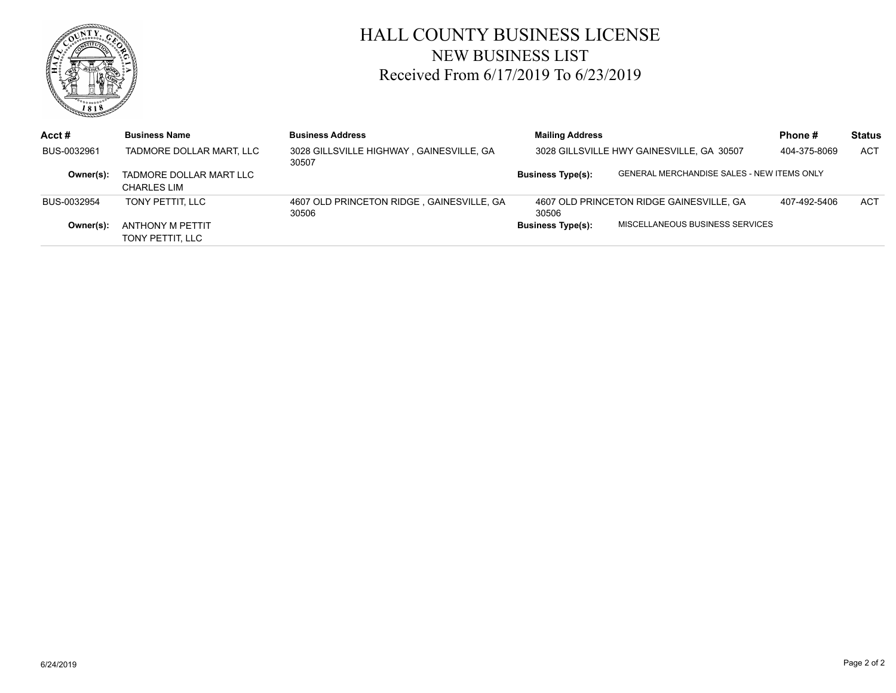# HALL COUNTY BUSINESS LICENSE

## NEW BUSINESS LIST

## Received From 6/17/2019 To 6/23/2019

| Acct # | Business Name | Business Address | Mailing Address | | Phone # | Status |
|---|---|---|---|---|---|---|
| BUS-0032961 | TADMORE DOLLAR MART, LLC | 3028 GILLSVILLE HIGHWAY , GAINESVILLE, GA 30507 | 3028 GILLSVILLE HWY GAINESVILLE, GA 30507 | | 404-375-8069 | ACT |
| **Owner(s):** | TADMORE DOLLAR MART LLC<br>CHARLES LIM | | **Business Type(s):** | GENERAL MERCHANDISE SALES - NEW ITEMS ONLY | | |
| BUS-0032954 | TONY PETTIT, LLC | 4607 OLD PRINCETON RIDGE , GAINESVILLE, GA 30506 | 4607 OLD PRINCETON RIDGE GAINESVILLE, GA 30506 | | 407-492-5406 | ACT |
| **Owner(s):** | ANTHONY M PETTIT<br>TONY PETTIT, LLC | | **Business Type(s):** | MISCELLANEOUS BUSINESS SERVICES | | |

6/24/2019